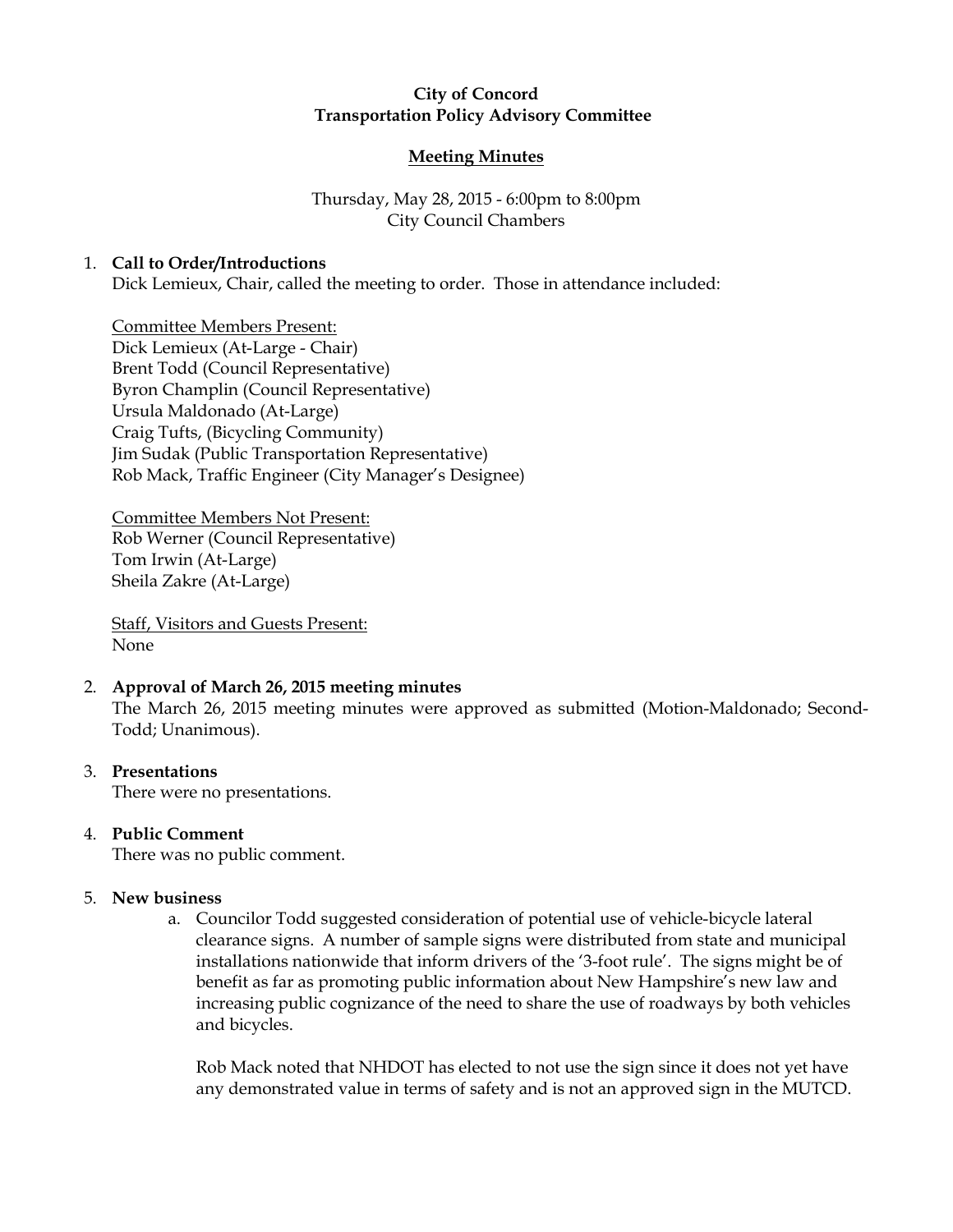**City of Concord**
**Transportation Policy Advisory Committee**

**Meeting Minutes**

Thursday, May 28, 2015 - 6:00pm to 8:00pm
City Council Chambers

1. **Call to Order/Introductions**
   Dick Lemieux, Chair, called the meeting to order. Those in attendance included:

   Committee Members Present:
   Dick Lemieux (At-Large - Chair)
   Brent Todd (Council Representative)
   Byron Champlin (Council Representative)
   Ursula Maldonado (At-Large)
   Craig Tufts, (Bicycling Community)
   Jim Sudak (Public Transportation Representative)
   Rob Mack, Traffic Engineer (City Manager's Designee)

   Committee Members Not Present:
   Rob Werner (Council Representative)
   Tom Irwin (At-Large)
   Sheila Zakre (At-Large)

   Staff, Visitors and Guests Present:
   None

2. **Approval of March 26, 2015 meeting minutes**
   The March 26, 2015 meeting minutes were approved as submitted (Motion-Maldonado; Second-Todd; Unanimous).

3. **Presentations**
   There were no presentations.

4. **Public Comment**
   There was no public comment.

5. **New business**
   a. Councilor Todd suggested consideration of potential use of vehicle-bicycle lateral clearance signs. A number of sample signs were distributed from state and municipal installations nationwide that inform drivers of the '3-foot rule'. The signs might be of benefit as far as promoting public information about New Hampshire's new law and increasing public cognizance of the need to share the use of roadways by both vehicles and bicycles.

      Rob Mack noted that NHDOT has elected to not use the sign since it does not yet have any demonstrated value in terms of safety and is not an approved sign in the MUTCD.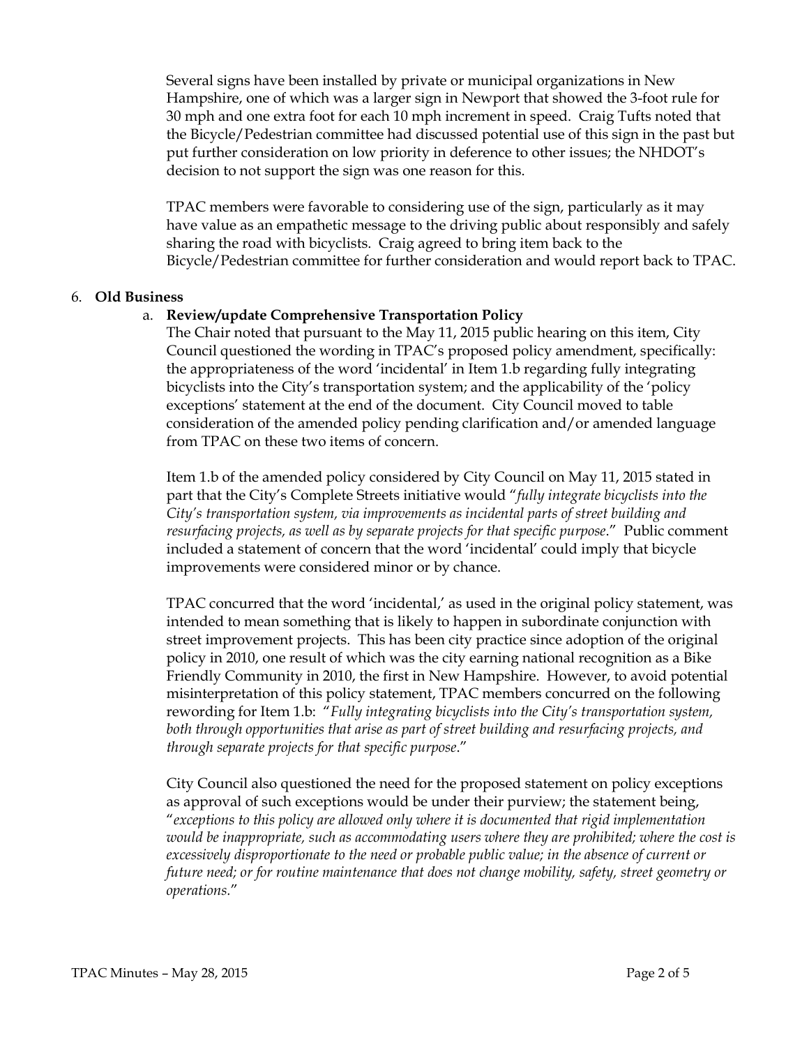Several signs have been installed by private or municipal organizations in New Hampshire, one of which was a larger sign in Newport that showed the 3-foot rule for 30 mph and one extra foot for each 10 mph increment in speed. Craig Tufts noted that the Bicycle/Pedestrian committee had discussed potential use of this sign in the past but put further consideration on low priority in deference to other issues; the NHDOT's decision to not support the sign was one reason for this.

TPAC members were favorable to considering use of the sign, particularly as it may have value as an empathetic message to the driving public about responsibly and safely sharing the road with bicyclists. Craig agreed to bring item back to the Bicycle/Pedestrian committee for further consideration and would report back to TPAC.

6. **Old Business**

   a. **Review/update Comprehensive Transportation Policy**

   The Chair noted that pursuant to the May 11, 2015 public hearing on this item, City Council questioned the wording in TPAC's proposed policy amendment, specifically: the appropriateness of the word 'incidental' in Item 1.b regarding fully integrating bicyclists into the City's transportation system; and the applicability of the 'policy exceptions' statement at the end of the document. City Council moved to table consideration of the amended policy pending clarification and/or amended language from TPAC on these two items of concern.

   Item 1.b of the amended policy considered by City Council on May 11, 2015 stated in part that the City's Complete Streets initiative would "*fully integrate bicyclists into the City's transportation system, via improvements as incidental parts of street building and resurfacing projects, as well as by separate projects for that specific purpose*." Public comment included a statement of concern that the word 'incidental' could imply that bicycle improvements were considered minor or by chance.

   TPAC concurred that the word 'incidental,' as used in the original policy statement, was intended to mean something that is likely to happen in subordinate conjunction with street improvement projects. This has been city practice since adoption of the original policy in 2010, one result of which was the city earning national recognition as a Bike Friendly Community in 2010, the first in New Hampshire. However, to avoid potential misinterpretation of this policy statement, TPAC members concurred on the following rewording for Item 1.b: "*Fully integrating bicyclists into the City's transportation system, both through opportunities that arise as part of street building and resurfacing projects, and through separate projects for that specific purpose*."

   City Council also questioned the need for the proposed statement on policy exceptions as approval of such exceptions would be under their purview; the statement being, "*exceptions to this policy are allowed only where it is documented that rigid implementation would be inappropriate, such as accommodating users where they are prohibited; where the cost is excessively disproportionate to the need or probable public value; in the absence of current or future need; or for routine maintenance that does not change mobility, safety, street geometry or operations.*"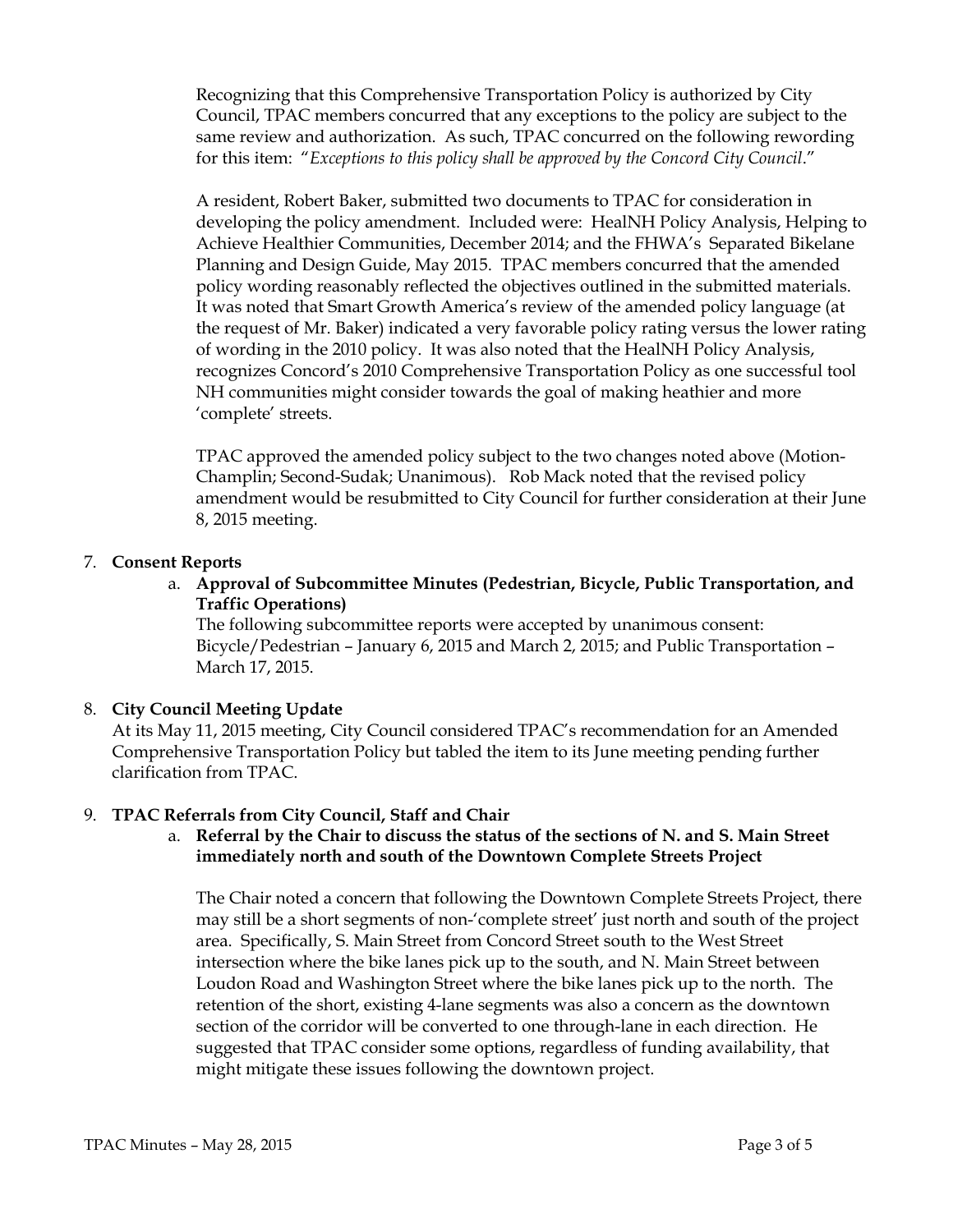Recognizing that this Comprehensive Transportation Policy is authorized by City Council, TPAC members concurred that any exceptions to the policy are subject to the same review and authorization. As such, TPAC concurred on the following rewording for this item: "*Exceptions to this policy shall be approved by the Concord City Council*."

A resident, Robert Baker, submitted two documents to TPAC for consideration in developing the policy amendment. Included were: HealNH Policy Analysis, Helping to Achieve Healthier Communities, December 2014; and the FHWA's Separated Bikelane Planning and Design Guide, May 2015. TPAC members concurred that the amended policy wording reasonably reflected the objectives outlined in the submitted materials. It was noted that Smart Growth America's review of the amended policy language (at the request of Mr. Baker) indicated a very favorable policy rating versus the lower rating of wording in the 2010 policy. It was also noted that the HealNH Policy Analysis, recognizes Concord's 2010 Comprehensive Transportation Policy as one successful tool NH communities might consider towards the goal of making heathier and more 'complete' streets.

TPAC approved the amended policy subject to the two changes noted above (Motion-Champlin; Second-Sudak; Unanimous). Rob Mack noted that the revised policy amendment would be resubmitted to City Council for further consideration at their June 8, 2015 meeting.

7. **Consent Reports**

   a. **Approval of Subcommittee Minutes (Pedestrian, Bicycle, Public Transportation, and Traffic Operations)**

   The following subcommittee reports were accepted by unanimous consent: Bicycle/Pedestrian – January 6, 2015 and March 2, 2015; and Public Transportation – March 17, 2015.

8. **City Council Meeting Update**

At its May 11, 2015 meeting, City Council considered TPAC's recommendation for an Amended Comprehensive Transportation Policy but tabled the item to its June meeting pending further clarification from TPAC.

9. **TPAC Referrals from City Council, Staff and Chair**

   a. **Referral by the Chair to discuss the status of the sections of N. and S. Main Street immediately north and south of the Downtown Complete Streets Project**

   The Chair noted a concern that following the Downtown Complete Streets Project, there may still be a short segments of non-'complete street' just north and south of the project area. Specifically, S. Main Street from Concord Street south to the West Street intersection where the bike lanes pick up to the south, and N. Main Street between Loudon Road and Washington Street where the bike lanes pick up to the north. The retention of the short, existing 4-lane segments was also a concern as the downtown section of the corridor will be converted to one through-lane in each direction. He suggested that TPAC consider some options, regardless of funding availability, that might mitigate these issues following the downtown project.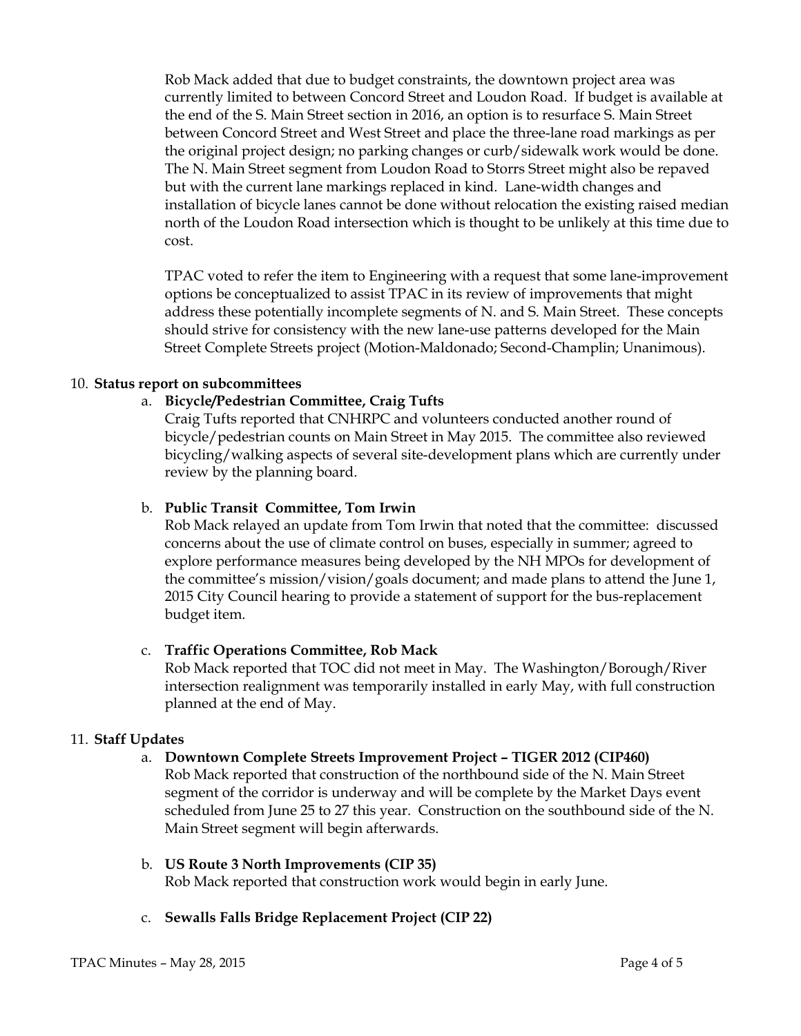Rob Mack added that due to budget constraints, the downtown project area was currently limited to between Concord Street and Loudon Road. If budget is available at the end of the S. Main Street section in 2016, an option is to resurface S. Main Street between Concord Street and West Street and place the three-lane road markings as per the original project design; no parking changes or curb/sidewalk work would be done. The N. Main Street segment from Loudon Road to Storrs Street might also be repaved but with the current lane markings replaced in kind. Lane-width changes and installation of bicycle lanes cannot be done without relocation the existing raised median north of the Loudon Road intersection which is thought to be unlikely at this time due to cost.

TPAC voted to refer the item to Engineering with a request that some lane-improvement options be conceptualized to assist TPAC in its review of improvements that might address these potentially incomplete segments of N. and S. Main Street. These concepts should strive for consistency with the new lane-use patterns developed for the Main Street Complete Streets project (Motion-Maldonado; Second-Champlin; Unanimous).

10. **Status report on subcommittees**

   a. **Bicycle/Pedestrian Committee, Craig Tufts**

   Craig Tufts reported that CNHRPC and volunteers conducted another round of bicycle/pedestrian counts on Main Street in May 2015. The committee also reviewed bicycling/walking aspects of several site-development plans which are currently under review by the planning board.

   b. **Public Transit Committee, Tom Irwin**

   Rob Mack relayed an update from Tom Irwin that noted that the committee: discussed concerns about the use of climate control on buses, especially in summer; agreed to explore performance measures being developed by the NH MPOs for development of the committee's mission/vision/goals document; and made plans to attend the June 1, 2015 City Council hearing to provide a statement of support for the bus-replacement budget item.

   c. **Traffic Operations Committee, Rob Mack**

   Rob Mack reported that TOC did not meet in May. The Washington/Borough/River intersection realignment was temporarily installed in early May, with full construction planned at the end of May.

11. **Staff Updates**

   a. **Downtown Complete Streets Improvement Project – TIGER 2012 (CIP460)**

   Rob Mack reported that construction of the northbound side of the N. Main Street segment of the corridor is underway and will be complete by the Market Days event scheduled from June 25 to 27 this year. Construction on the southbound side of the N. Main Street segment will begin afterwards.

   b. **US Route 3 North Improvements (CIP 35)**

   Rob Mack reported that construction work would begin in early June.

   c. **Sewalls Falls Bridge Replacement Project (CIP 22)**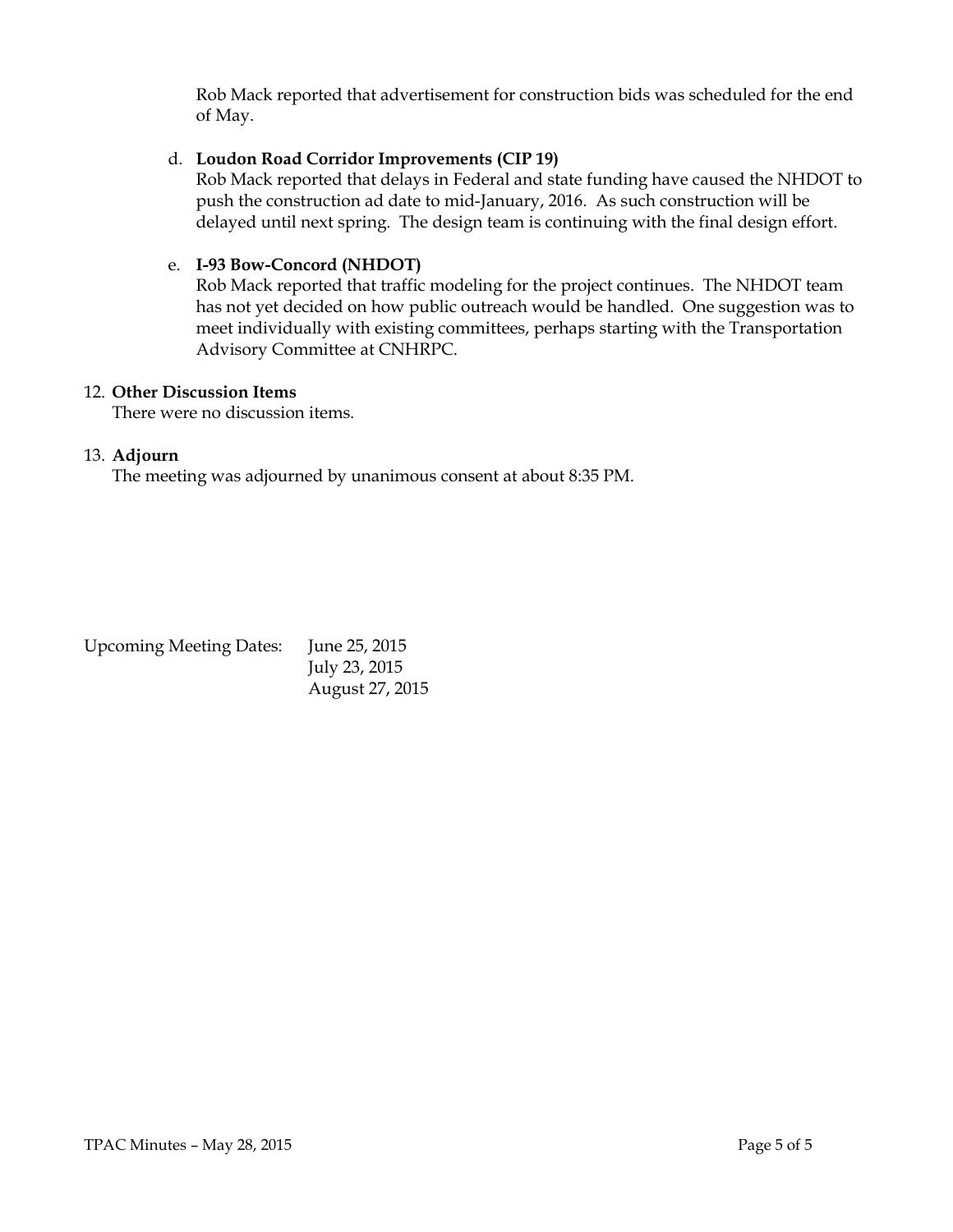Rob Mack reported that advertisement for construction bids was scheduled for the end of May.

d. **Loudon Road Corridor Improvements (CIP 19)**
Rob Mack reported that delays in Federal and state funding have caused the NHDOT to push the construction ad date to mid-January, 2016. As such construction will be delayed until next spring. The design team is continuing with the final design effort.

e. **I-93 Bow-Concord (NHDOT)**
Rob Mack reported that traffic modeling for the project continues. The NHDOT team has not yet decided on how public outreach would be handled. One suggestion was to meet individually with existing committees, perhaps starting with the Transportation Advisory Committee at CNHRPC.

12. **Other Discussion Items**
There were no discussion items.

13. **Adjourn**
The meeting was adjourned by unanimous consent at about 8:35 PM.

Upcoming Meeting Dates: June 25, 2015
July 23, 2015
August 27, 2015